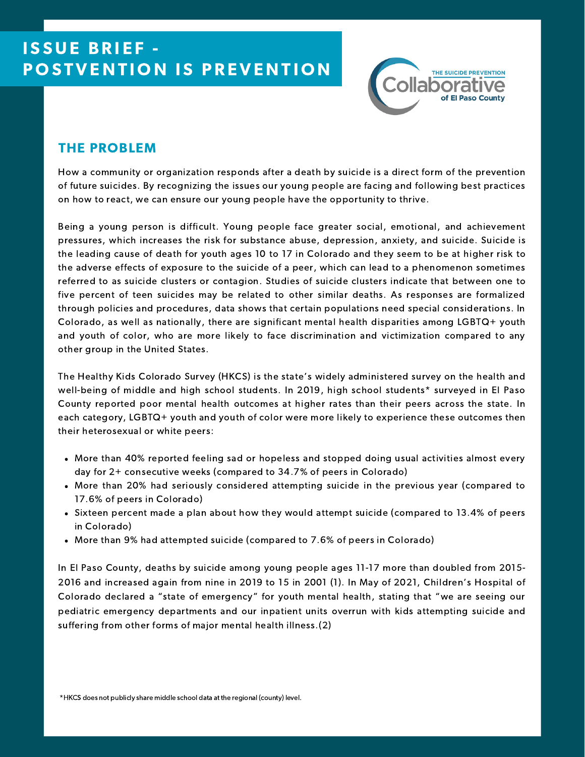# ISSUE BRIEF - POSTVENTION IS PREVENTION

THE SUICIDE PREVENTION
Collaborative
of El Paso County

## THE PROBLEM

How a community or organization responds after a death by suicide is a direct form of the prevention of future suicides. By recognizing the issues our young people are facing and following best practices on how to react, we can ensure our young people have the opportunity to thrive.

Being a young person is difficult. Young people face greater social, emotional, and achievement pressures, which increases the risk for substance abuse, depression, anxiety, and suicide. Suicide is the leading cause of death for youth ages 10 to 17 in Colorado and they seem to be at higher risk to the adverse effects of exposure to the suicide of a peer, which can lead to a phenomenon sometimes referred to as suicide clusters or contagion. Studies of suicide clusters indicate that between one to five percent of teen suicides may be related to other similar deaths. As responses are formalized through policies and procedures, data shows that certain populations need special considerations. In Colorado, as well as nationally, there are significant mental health disparities among LGBTQ+ youth and youth of color, who are more likely to face discrimination and victimization compared to any other group in the United States.

The Healthy Kids Colorado Survey (HKCS) is the state's widely administered survey on the health and well-being of middle and high school students. In 2019, high school students* surveyed in El Paso County reported poor mental health outcomes at higher rates than their peers across the state. In each category, LGBTQ+ youth and youth of color were more likely to experience these outcomes then their heterosexual or white peers:

- More than 40% reported feeling sad or hopeless and stopped doing usual activities almost every day for 2+ consecutive weeks (compared to 34.7% of peers in Colorado)
- More than 20% had seriously considered attempting suicide in the previous year (compared to 17.6% of peers in Colorado)
- Sixteen percent made a plan about how they would attempt suicide (compared to 13.4% of peers in Colorado)
- More than 9% had attempted suicide (compared to 7.6% of peers in Colorado)

In El Paso County, deaths by suicide among young people ages 11-17 more than doubled from 2015-2016 and increased again from nine in 2019 to 15 in 2001 (1). In May of 2021, Children's Hospital of Colorado declared a "state of emergency" for youth mental health, stating that "we are seeing our pediatric emergency departments and our inpatient units overrun with kids attempting suicide and suffering from other forms of major mental health illness.(2)

*HKCS does not publicly share middle school data at the regional (county) level.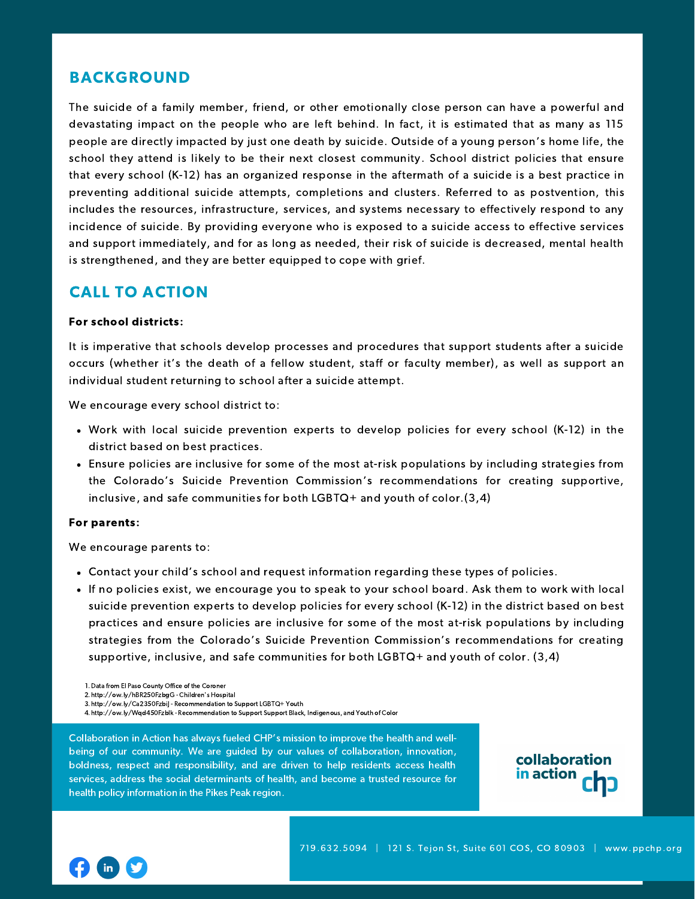## BACKGROUND

The suicide of a family member, friend, or other emotionally close person can have a powerful and devastating impact on the people who are left behind. In fact, it is estimated that as many as 115 people are directly impacted by just one death by suicide. Outside of a young person's home life, the school they attend is likely to be their next closest community. School district policies that ensure that every school (K-12) has an organized response in the aftermath of a suicide is a best practice in preventing additional suicide attempts, completions and clusters. Referred to as postvention, this includes the resources, infrastructure, services, and systems necessary to effectively respond to any incidence of suicide. By providing everyone who is exposed to a suicide access to effective services and support immediately, and for as long as needed, their risk of suicide is decreased, mental health is strengthened, and they are better equipped to cope with grief.

## CALL TO ACTION

**For school districts:**

It is imperative that schools develop processes and procedures that support students after a suicide occurs (whether it's the death of a fellow student, staff or faculty member), as well as support an individual student returning to school after a suicide attempt.

We encourage every school district to:

- Work with local suicide prevention experts to develop policies for every school (K-12) in the district based on best practices.
- Ensure policies are inclusive for some of the most at-risk populations by including strategies from the Colorado's Suicide Prevention Commission's recommendations for creating supportive, inclusive, and safe communities for both LGBTQ+ and youth of color.(3,4)

**For parents:**

We encourage parents to:

- Contact your child's school and request information regarding these types of policies.
- If no policies exist, we encourage you to speak to your school board. Ask them to work with local suicide prevention experts to develop policies for every school (K-12) in the district based on best practices and ensure policies are inclusive for some of the most at-risk populations by including strategies from the Colorado's Suicide Prevention Commission's recommendations for creating supportive, inclusive, and safe communities for both LGBTQ+ and youth of color. (3,4)

1. Data from El Paso County Office of the Coroner
2. http://ow.ly/hBR250FzbgG - Children's Hospital
3. http://ow.ly/Ca2350FzbiJ - Recommendation to Support LGBTQ+ Youth
4. http://ow.ly/Wqd450Fzblk - Recommendation to Support Support Black, Indigenous, and Youth of Color

Collaboration in Action has always fueled CHP's mission to improve the health and well-being of our community. We are guided by our values of collaboration, innovation, boldness, respect and responsibility, and are driven to help residents access health services, address the social determinants of health, and become a trusted resource for health policy information in the Pikes Peak region.

collaboration in action chp

719.632.5094 | 121 S. Tejon St, Suite 601 COS, CO 80903 | www.ppchp.org